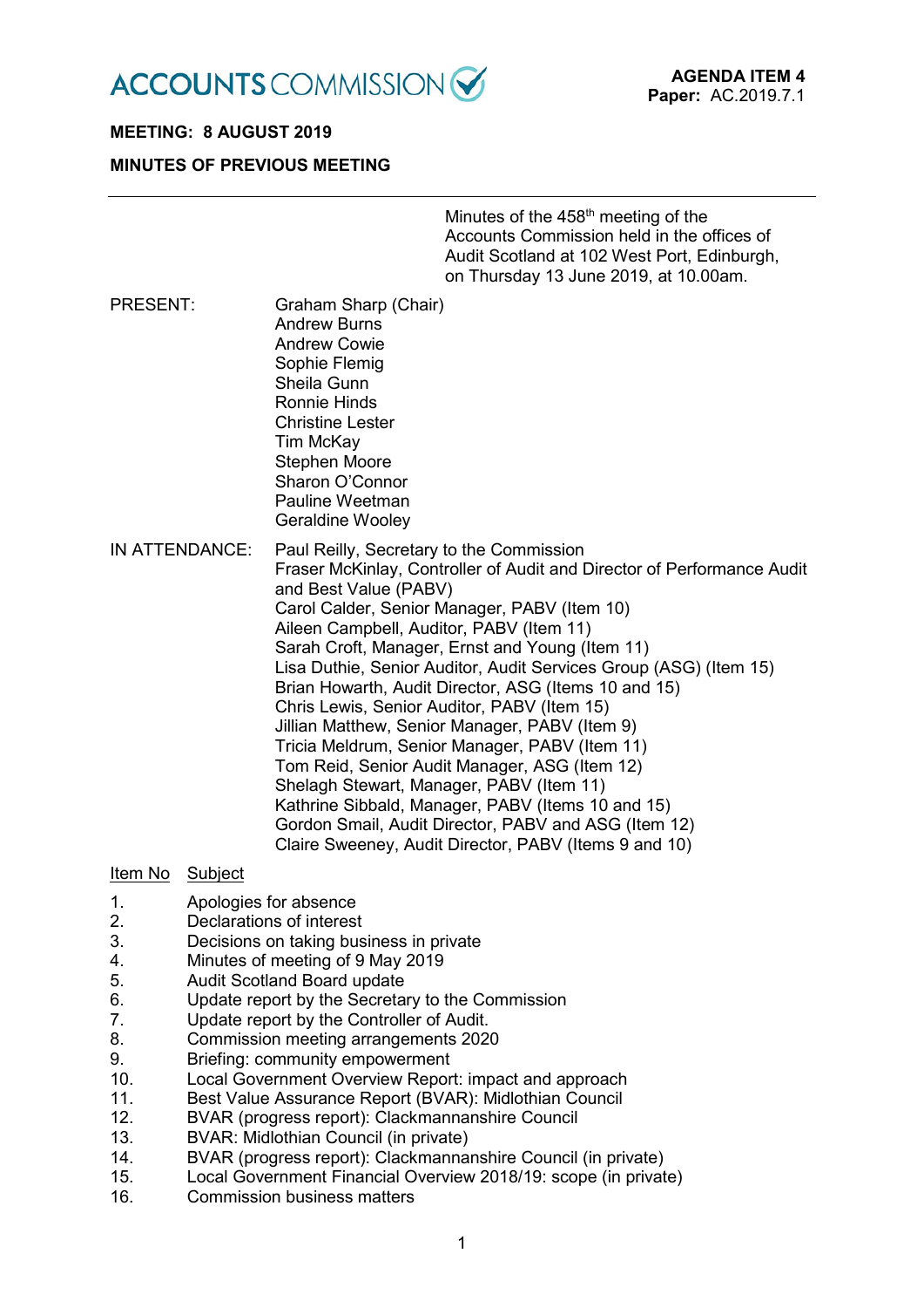ACCOUNTS COMMISSION

**AGENDA ITEM 4**
**Paper:** AC.2019.7.1

**MEETING: 8 AUGUST 2019**

**MINUTES OF PREVIOUS MEETING**

---

Minutes of the 458th meeting of the Accounts Commission held in the offices of Audit Scotland at 102 West Port, Edinburgh, on Thursday 13 June 2019, at 10.00am.

PRESENT:

Graham Sharp (Chair)
Andrew Burns
Andrew Cowie
Sophie Flemig
Sheila Gunn
Ronnie Hinds
Christine Lester
Tim McKay
Stephen Moore
Sharon O'Connor
Pauline Weetman
Geraldine Wooley

IN ATTENDANCE:

Paul Reilly, Secretary to the Commission
Fraser McKinlay, Controller of Audit and Director of Performance Audit and Best Value (PABV)
Carol Calder, Senior Manager, PABV (Item 10)
Aileen Campbell, Auditor, PABV (Item 11)
Sarah Croft, Manager, Ernst and Young (Item 11)
Lisa Duthie, Senior Auditor, Audit Services Group (ASG) (Item 15)
Brian Howarth, Audit Director, ASG (Items 10 and 15)
Chris Lewis, Senior Auditor, PABV (Item 15)
Jillian Matthew, Senior Manager, PABV (Item 9)
Tricia Meldrum, Senior Manager, PABV (Item 11)
Tom Reid, Senior Audit Manager, ASG (Item 12)
Shelagh Stewart, Manager, PABV (Item 11)
Kathrine Sibbald, Manager, PABV (Items 10 and 15)
Gordon Smail, Audit Director, PABV and ASG (Item 12)
Claire Sweeney, Audit Director, PABV (Items 9 and 10)

| Item No | Subject |
|---|---|
| 1. | Apologies for absence |
| 2. | Declarations of interest |
| 3. | Decisions on taking business in private |
| 4. | Minutes of meeting of 9 May 2019 |
| 5. | Audit Scotland Board update |
| 6. | Update report by the Secretary to the Commission |
| 7. | Update report by the Controller of Audit. |
| 8. | Commission meeting arrangements 2020 |
| 9. | Briefing: community empowerment |
| 10. | Local Government Overview Report: impact and approach |
| 11. | Best Value Assurance Report (BVAR): Midlothian Council |
| 12. | BVAR (progress report): Clackmannanshire Council |
| 13. | BVAR: Midlothian Council (in private) |
| 14. | BVAR (progress report): Clackmannanshire Council (in private) |
| 15. | Local Government Financial Overview 2018/19: scope (in private) |
| 16. | Commission business matters |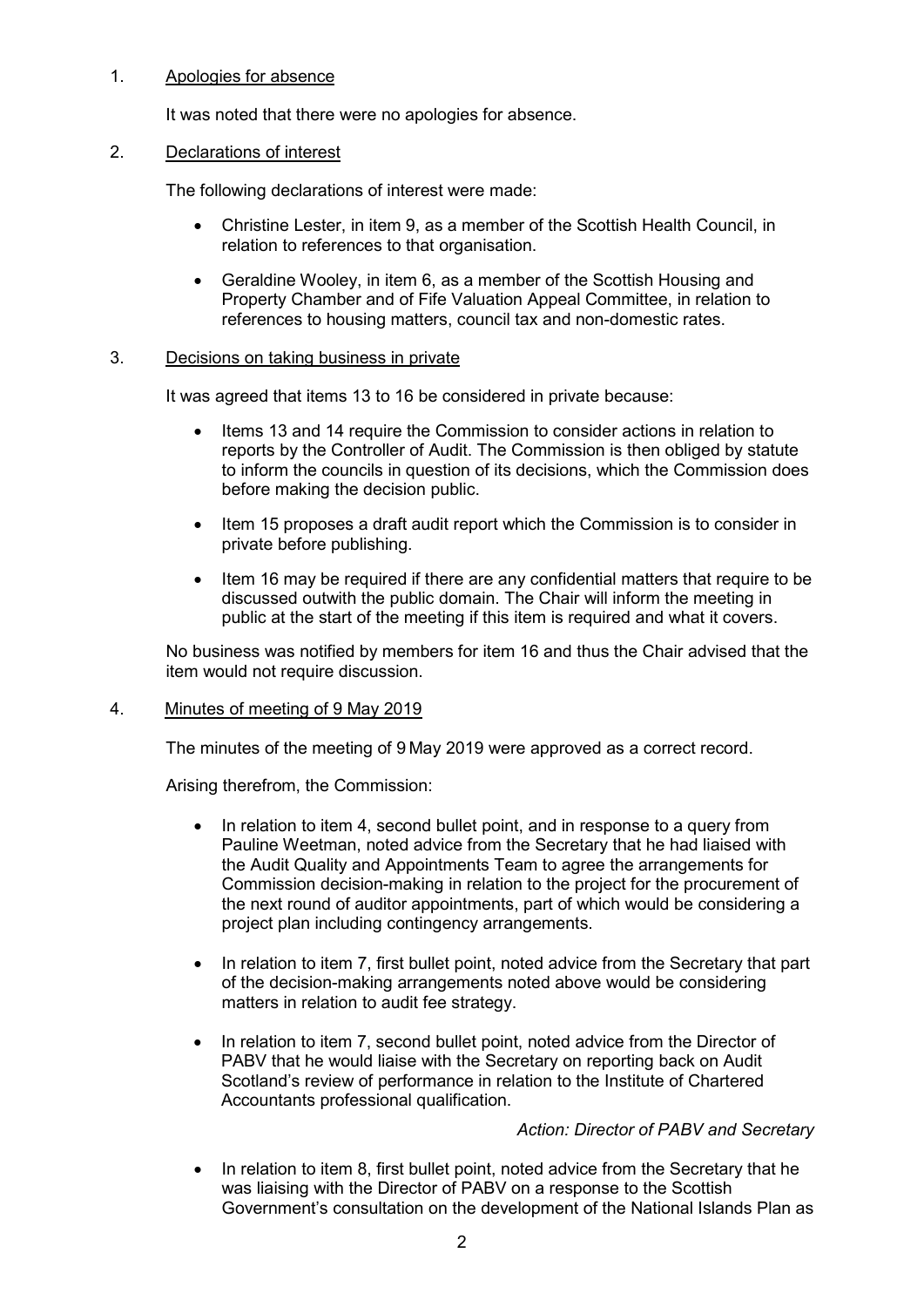1. Apologies for absence

   It was noted that there were no apologies for absence.

2. Declarations of interest

   The following declarations of interest were made:

   - Christine Lester, in item 9, as a member of the Scottish Health Council, in relation to references to that organisation.
   - Geraldine Wooley, in item 6, as a member of the Scottish Housing and Property Chamber and of Fife Valuation Appeal Committee, in relation to references to housing matters, council tax and non-domestic rates.

3. Decisions on taking business in private

   It was agreed that items 13 to 16 be considered in private because:

   - Items 13 and 14 require the Commission to consider actions in relation to reports by the Controller of Audit. The Commission is then obliged by statute to inform the councils in question of its decisions, which the Commission does before making the decision public.
   - Item 15 proposes a draft audit report which the Commission is to consider in private before publishing.
   - Item 16 may be required if there are any confidential matters that require to be discussed outwith the public domain. The Chair will inform the meeting in public at the start of the meeting if this item is required and what it covers.

   No business was notified by members for item 16 and thus the Chair advised that the item would not require discussion.

4. Minutes of meeting of 9 May 2019

   The minutes of the meeting of 9 May 2019 were approved as a correct record.

   Arising therefrom, the Commission:

   - In relation to item 4, second bullet point, and in response to a query from Pauline Weetman, noted advice from the Secretary that he had liaised with the Audit Quality and Appointments Team to agree the arrangements for Commission decision-making in relation to the project for the procurement of the next round of auditor appointments, part of which would be considering a project plan including contingency arrangements.
   - In relation to item 7, first bullet point, noted advice from the Secretary that part of the decision-making arrangements noted above would be considering matters in relation to audit fee strategy.
   - In relation to item 7, second bullet point, noted advice from the Director of PABV that he would liaise with the Secretary on reporting back on Audit Scotland's review of performance in relation to the Institute of Chartered Accountants professional qualification.

     *Action: Director of PABV and Secretary*

   - In relation to item 8, first bullet point, noted advice from the Secretary that he was liaising with the Director of PABV on a response to the Scottish Government's consultation on the development of the National Islands Plan as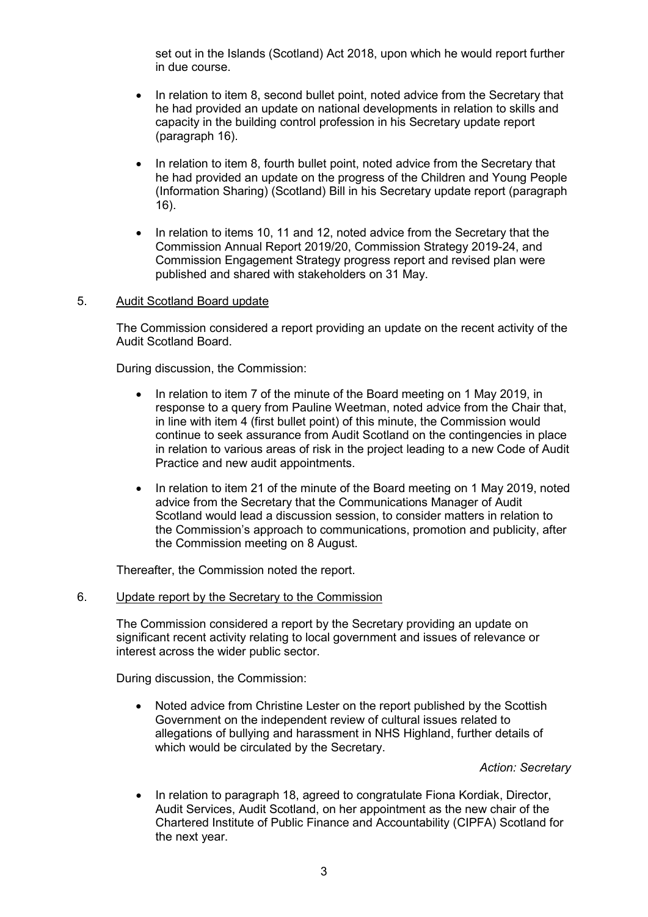set out in the Islands (Scotland) Act 2018, upon which he would report further in due course.

- In relation to item 8, second bullet point, noted advice from the Secretary that he had provided an update on national developments in relation to skills and capacity in the building control profession in his Secretary update report (paragraph 16).

- In relation to item 8, fourth bullet point, noted advice from the Secretary that he had provided an update on the progress of the Children and Young People (Information Sharing) (Scotland) Bill in his Secretary update report (paragraph 16).

- In relation to items 10, 11 and 12, noted advice from the Secretary that the Commission Annual Report 2019/20, Commission Strategy 2019-24, and Commission Engagement Strategy progress report and revised plan were published and shared with stakeholders on 31 May.

5. Audit Scotland Board update

The Commission considered a report providing an update on the recent activity of the Audit Scotland Board.

During discussion, the Commission:

- In relation to item 7 of the minute of the Board meeting on 1 May 2019, in response to a query from Pauline Weetman, noted advice from the Chair that, in line with item 4 (first bullet point) of this minute, the Commission would continue to seek assurance from Audit Scotland on the contingencies in place in relation to various areas of risk in the project leading to a new Code of Audit Practice and new audit appointments.

- In relation to item 21 of the minute of the Board meeting on 1 May 2019, noted advice from the Secretary that the Communications Manager of Audit Scotland would lead a discussion session, to consider matters in relation to the Commission's approach to communications, promotion and publicity, after the Commission meeting on 8 August.

Thereafter, the Commission noted the report.

6. Update report by the Secretary to the Commission

The Commission considered a report by the Secretary providing an update on significant recent activity relating to local government and issues of relevance or interest across the wider public sector.

During discussion, the Commission:

- Noted advice from Christine Lester on the report published by the Scottish Government on the independent review of cultural issues related to allegations of bullying and harassment in NHS Highland, further details of which would be circulated by the Secretary.

  *Action: Secretary*

- In relation to paragraph 18, agreed to congratulate Fiona Kordiak, Director, Audit Services, Audit Scotland, on her appointment as the new chair of the Chartered Institute of Public Finance and Accountability (CIPFA) Scotland for the next year.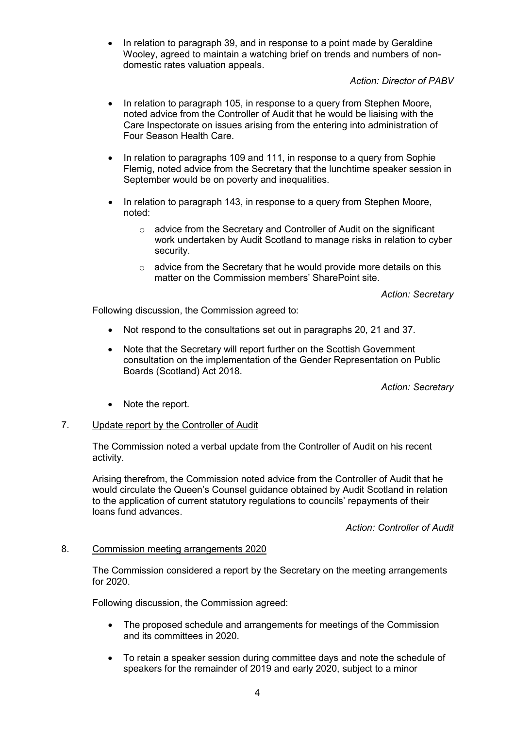- In relation to paragraph 39, and in response to a point made by Geraldine Wooley, agreed to maintain a watching brief on trends and numbers of non-domestic rates valuation appeals.

  *Action: Director of PABV*

- In relation to paragraph 105, in response to a query from Stephen Moore, noted advice from the Controller of Audit that he would be liaising with the Care Inspectorate on issues arising from the entering into administration of Four Season Health Care.

- In relation to paragraphs 109 and 111, in response to a query from Sophie Flemig, noted advice from the Secretary that the lunchtime speaker session in September would be on poverty and inequalities.

- In relation to paragraph 143, in response to a query from Stephen Moore, noted:
  - advice from the Secretary and Controller of Audit on the significant work undertaken by Audit Scotland to manage risks in relation to cyber security.
  - advice from the Secretary that he would provide more details on this matter on the Commission members' SharePoint site.

  *Action: Secretary*

Following discussion, the Commission agreed to:

- Not respond to the consultations set out in paragraphs 20, 21 and 37.

- Note that the Secretary will report further on the Scottish Government consultation on the implementation of the Gender Representation on Public Boards (Scotland) Act 2018.

  *Action: Secretary*

- Note the report.

7. Update report by the Controller of Audit

The Commission noted a verbal update from the Controller of Audit on his recent activity.

Arising therefrom, the Commission noted advice from the Controller of Audit that he would circulate the Queen's Counsel guidance obtained by Audit Scotland in relation to the application of current statutory regulations to councils' repayments of their loans fund advances.

*Action: Controller of Audit*

8. Commission meeting arrangements 2020

The Commission considered a report by the Secretary on the meeting arrangements for 2020.

Following discussion, the Commission agreed:

- The proposed schedule and arrangements for meetings of the Commission and its committees in 2020.

- To retain a speaker session during committee days and note the schedule of speakers for the remainder of 2019 and early 2020, subject to a minor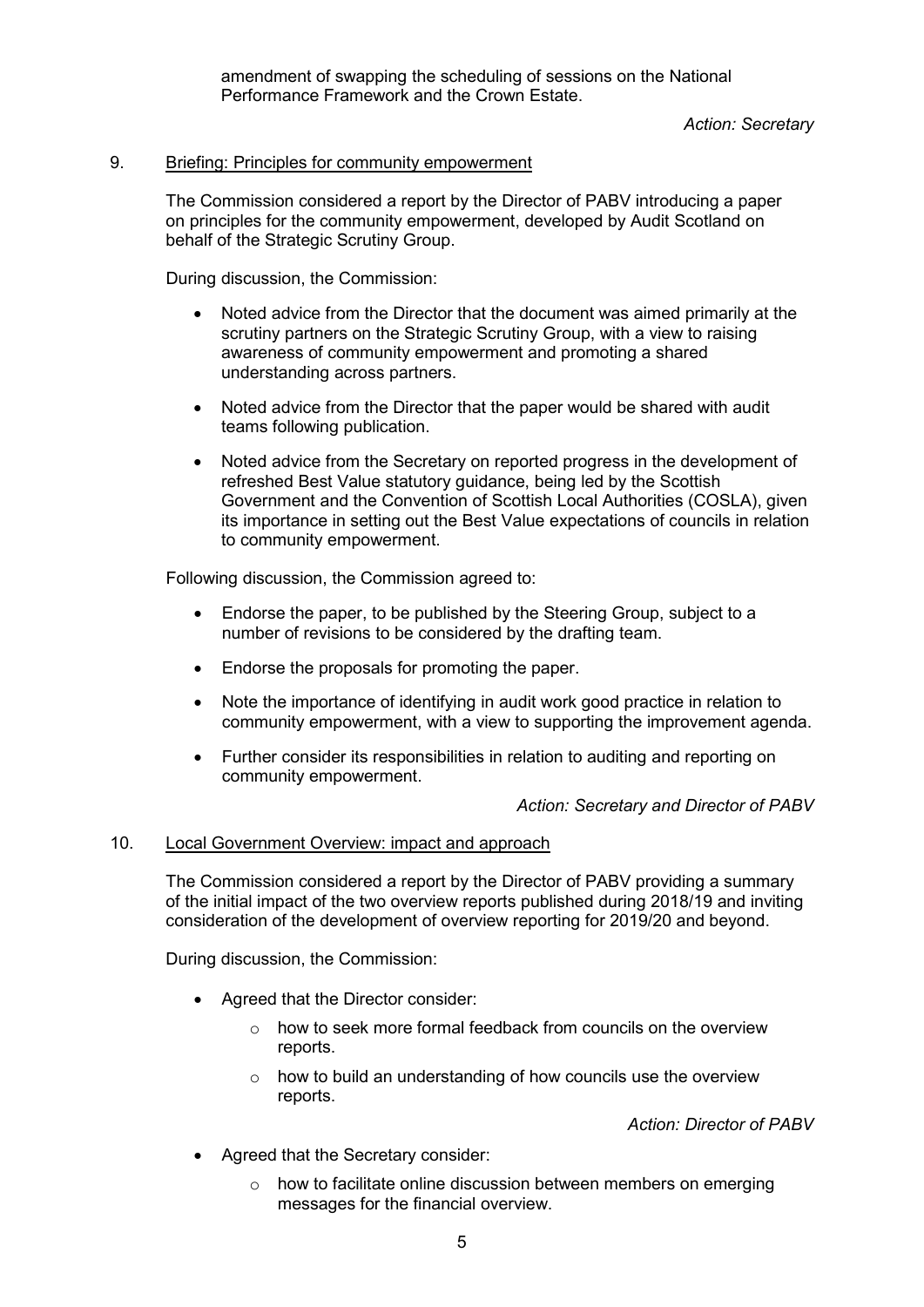amendment of swapping the scheduling of sessions on the National Performance Framework and the Crown Estate.

*Action: Secretary*

9. Briefing: Principles for community empowerment

The Commission considered a report by the Director of PABV introducing a paper on principles for the community empowerment, developed by Audit Scotland on behalf of the Strategic Scrutiny Group.

During discussion, the Commission:

- Noted advice from the Director that the document was aimed primarily at the scrutiny partners on the Strategic Scrutiny Group, with a view to raising awareness of community empowerment and promoting a shared understanding across partners.
- Noted advice from the Director that the paper would be shared with audit teams following publication.
- Noted advice from the Secretary on reported progress in the development of refreshed Best Value statutory guidance, being led by the Scottish Government and the Convention of Scottish Local Authorities (COSLA), given its importance in setting out the Best Value expectations of councils in relation to community empowerment.

Following discussion, the Commission agreed to:

- Endorse the paper, to be published by the Steering Group, subject to a number of revisions to be considered by the drafting team.
- Endorse the proposals for promoting the paper.
- Note the importance of identifying in audit work good practice in relation to community empowerment, with a view to supporting the improvement agenda.
- Further consider its responsibilities in relation to auditing and reporting on community empowerment.

*Action: Secretary and Director of PABV*

10. Local Government Overview: impact and approach

The Commission considered a report by the Director of PABV providing a summary of the initial impact of the two overview reports published during 2018/19 and inviting consideration of the development of overview reporting for 2019/20 and beyond.

During discussion, the Commission:

- Agreed that the Director consider:
  - how to seek more formal feedback from councils on the overview reports.
  - how to build an understanding of how councils use the overview reports.

*Action: Director of PABV*

- Agreed that the Secretary consider:
  - how to facilitate online discussion between members on emerging messages for the financial overview.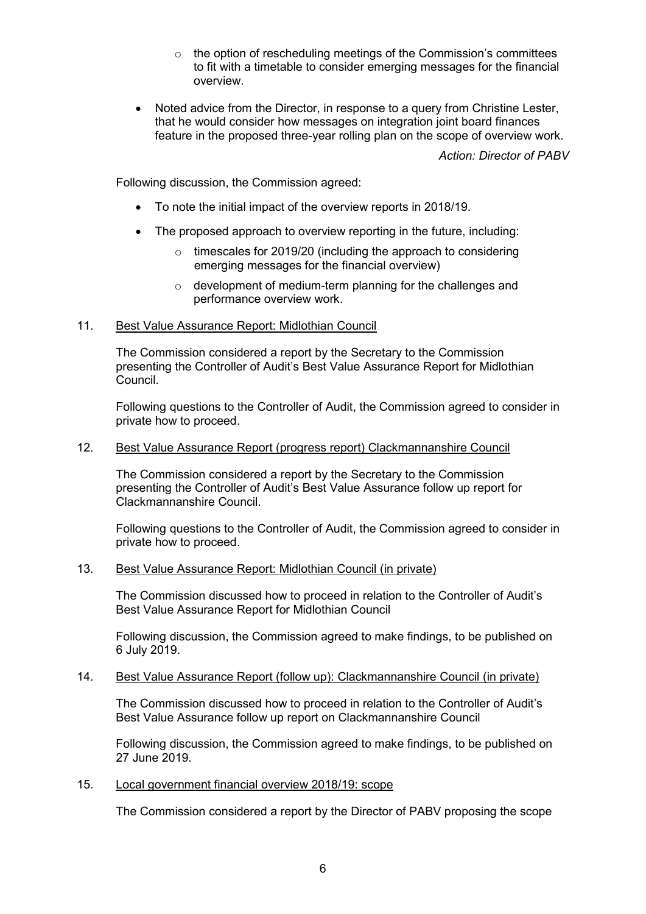- the option of rescheduling meetings of the Commission's committees to fit with a timetable to consider emerging messages for the financial overview.

- Noted advice from the Director, in response to a query from Christine Lester, that he would consider how messages on integration joint board finances feature in the proposed three-year rolling plan on the scope of overview work.

*Action: Director of PABV*

Following discussion, the Commission agreed:

- To note the initial impact of the overview reports in 2018/19.
- The proposed approach to overview reporting in the future, including:
   - timescales for 2019/20 (including the approach to considering emerging messages for the financial overview)
   - development of medium-term planning for the challenges and performance overview work.

11. Best Value Assurance Report: Midlothian Council

The Commission considered a report by the Secretary to the Commission presenting the Controller of Audit's Best Value Assurance Report for Midlothian Council.

Following questions to the Controller of Audit, the Commission agreed to consider in private how to proceed.

12. Best Value Assurance Report (progress report) Clackmannanshire Council

The Commission considered a report by the Secretary to the Commission presenting the Controller of Audit's Best Value Assurance follow up report for Clackmannanshire Council.

Following questions to the Controller of Audit, the Commission agreed to consider in private how to proceed.

13. Best Value Assurance Report: Midlothian Council (in private)

The Commission discussed how to proceed in relation to the Controller of Audit's Best Value Assurance Report for Midlothian Council

Following discussion, the Commission agreed to make findings, to be published on 6 July 2019.

14. Best Value Assurance Report (follow up): Clackmannanshire Council (in private)

The Commission discussed how to proceed in relation to the Controller of Audit's Best Value Assurance follow up report on Clackmannanshire Council

Following discussion, the Commission agreed to make findings, to be published on 27 June 2019.

15. Local government financial overview 2018/19: scope

The Commission considered a report by the Director of PABV proposing the scope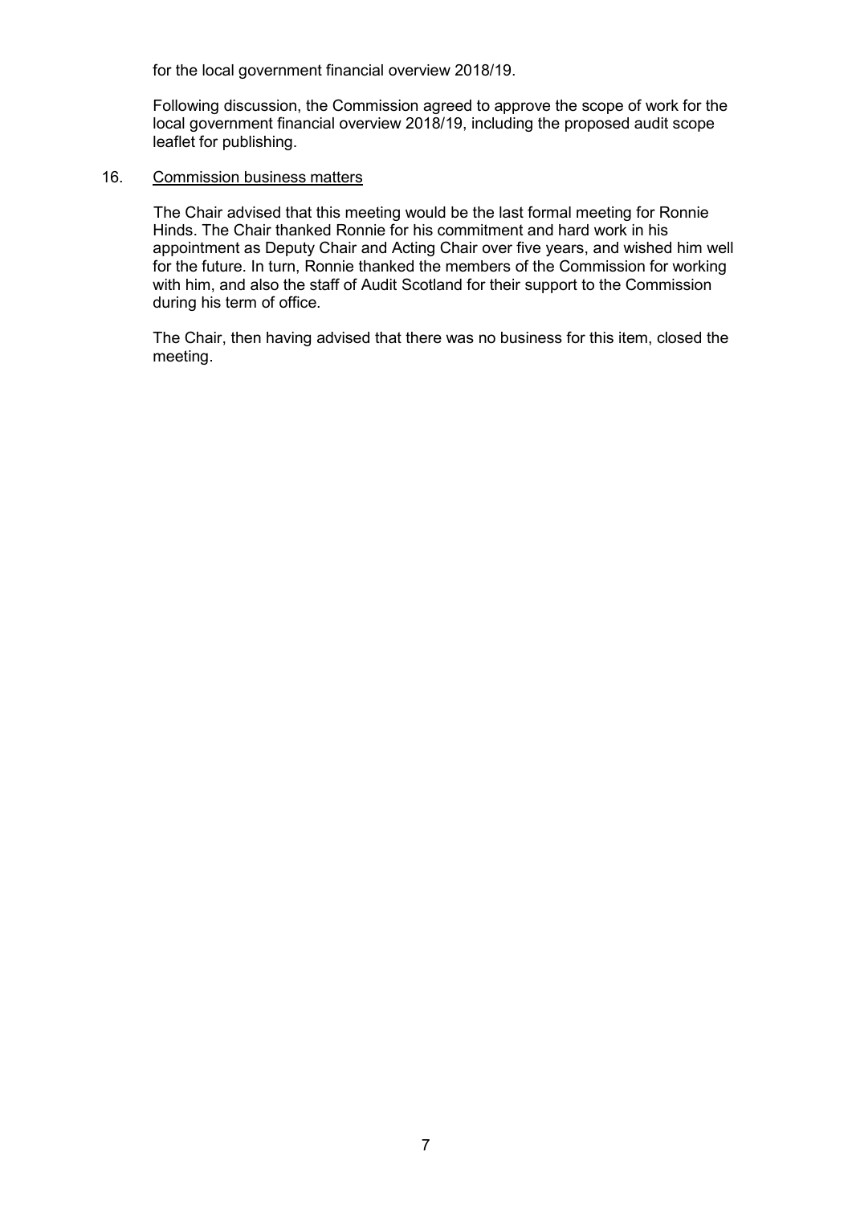for the local government financial overview 2018/19.

Following discussion, the Commission agreed to approve the scope of work for the local government financial overview 2018/19, including the proposed audit scope leaflet for publishing.

16. Commission business matters

The Chair advised that this meeting would be the last formal meeting for Ronnie Hinds. The Chair thanked Ronnie for his commitment and hard work in his appointment as Deputy Chair and Acting Chair over five years, and wished him well for the future. In turn, Ronnie thanked the members of the Commission for working with him, and also the staff of Audit Scotland for their support to the Commission during his term of office.

The Chair, then having advised that there was no business for this item, closed the meeting.